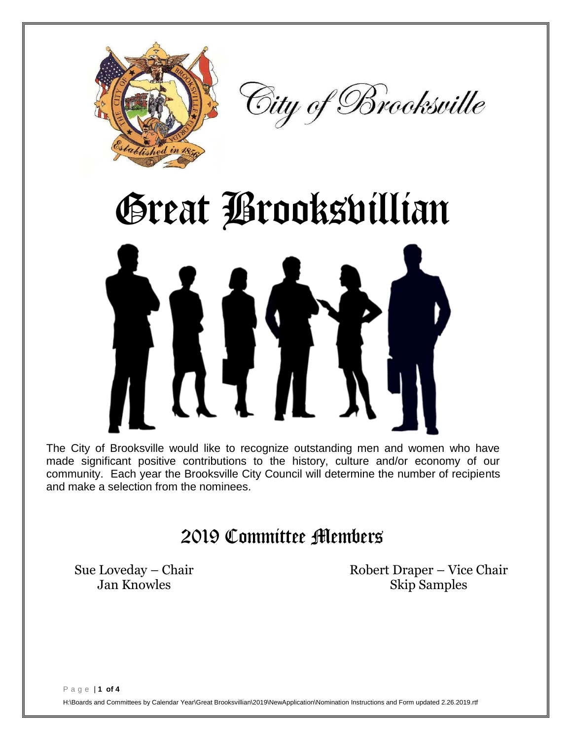City of Brooksville

# Great Brooksvillian

The City of Brooksville would like to recognize outstanding men and women who have made significant positive contributions to the history, culture and/or economy of our community. Each year the Brooksville City Council will determine the number of recipients and make a selection from the nominees.

## 2019 Committee Members

Sue Loveday – Chair
Jan Knowles

Robert Draper – Vice Chair
Skip Samples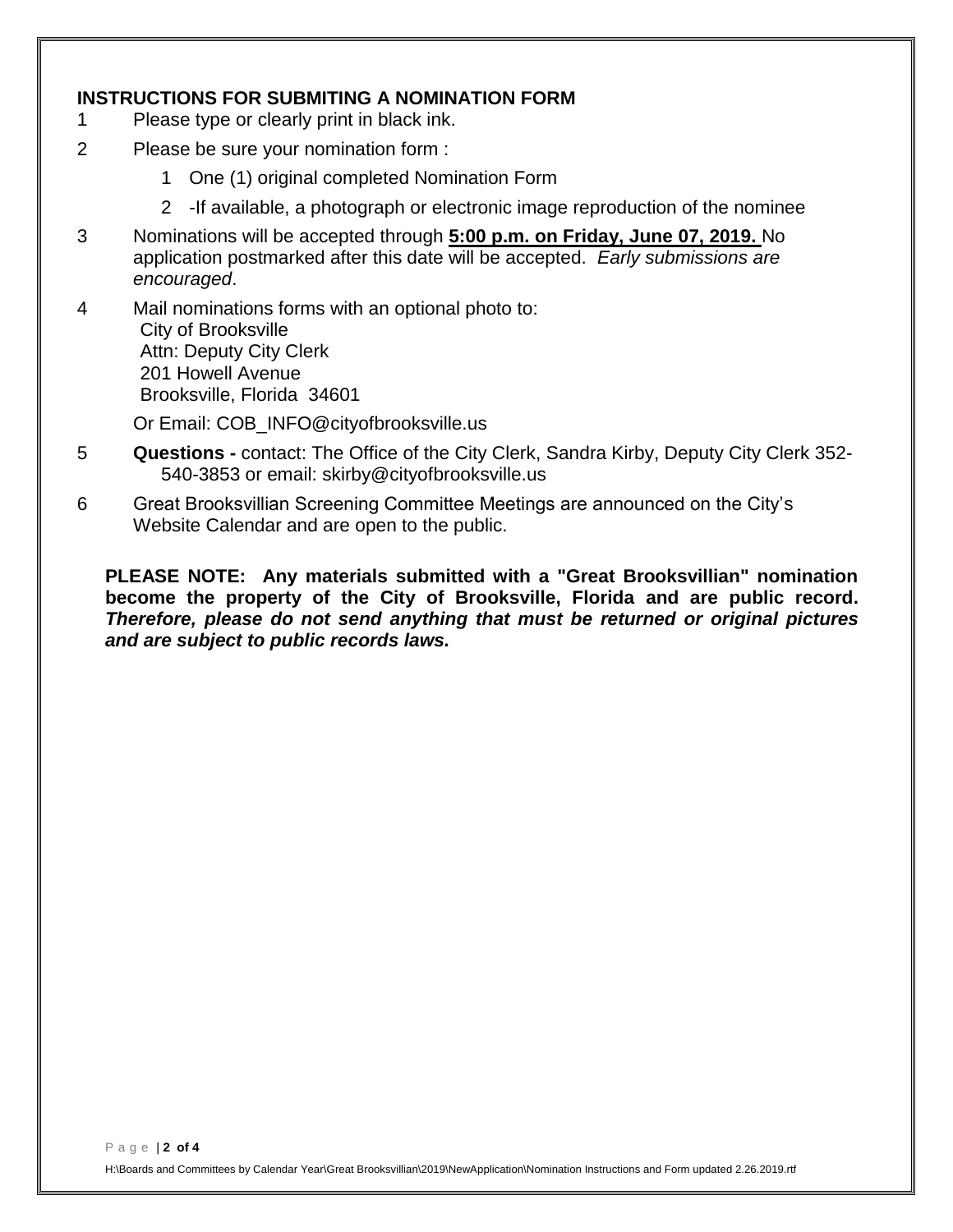## INSTRUCTIONS FOR SUBMITING A NOMINATION FORM

1. Please type or clearly print in black ink.
2. Please be sure your nomination form :
   1. One (1) original completed Nomination Form
   2. -If available, a photograph or electronic image reproduction of the nominee
3. Nominations will be accepted through **5:00 p.m. on Friday, June 07, 2019.** No application postmarked after this date will be accepted. *Early submissions are encouraged*.
4. Mail nominations forms with an optional photo to:
   City of Brooksville
   Attn: Deputy City Clerk
   201 Howell Avenue
   Brooksville, Florida 34601

   Or Email: COB_INFO@cityofbrooksville.us
5. **Questions -** contact: The Office of the City Clerk, Sandra Kirby, Deputy City Clerk 352-540-3853 or email: skirby@cityofbrooksville.us
6. Great Brooksvillian Screening Committee Meetings are announced on the City's Website Calendar and are open to the public.

**PLEASE NOTE: Any materials submitted with a "Great Brooksvillian" nomination become the property of the City of Brooksville, Florida and are public record.** ***Therefore, please do not send anything that must be returned or original pictures and are subject to public records laws.***

H:\Boards and Committees by Calendar Year\Great Brooksvillian\2019\NewApplication\Nomination Instructions and Form updated 2.26.2019.rtf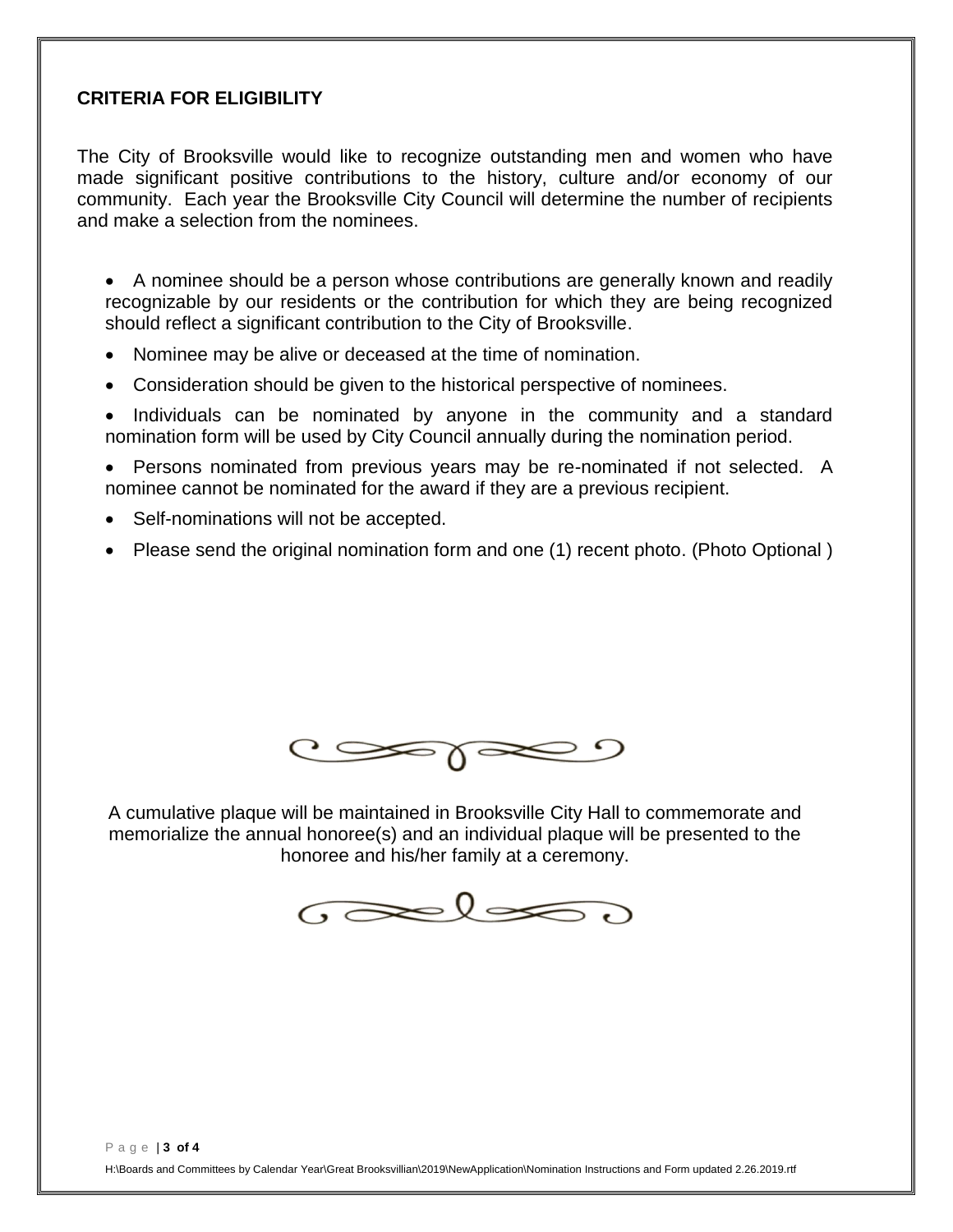## CRITERIA FOR ELIGIBILITY

The City of Brooksville would like to recognize outstanding men and women who have made significant positive contributions to the history, culture and/or economy of our community. Each year the Brooksville City Council will determine the number of recipients and make a selection from the nominees.

- A nominee should be a person whose contributions are generally known and readily recognizable by our residents or the contribution for which they are being recognized should reflect a significant contribution to the City of Brooksville.
- Nominee may be alive or deceased at the time of nomination.
- Consideration should be given to the historical perspective of nominees.
- Individuals can be nominated by anyone in the community and a standard nomination form will be used by City Council annually during the nomination period.
- Persons nominated from previous years may be re-nominated if not selected. A nominee cannot be nominated for the award if they are a previous recipient.
- Self-nominations will not be accepted.
- Please send the original nomination form and one (1) recent photo. (Photo Optional )

A cumulative plaque will be maintained in Brooksville City Hall to commemorate and memorialize the annual honoree(s) and an individual plaque will be presented to the honoree and his/her family at a ceremony.

H:\Boards and Committees by Calendar Year\Great Brooksvillian\2019\NewApplication\Nomination Instructions and Form updated 2.26.2019.rtf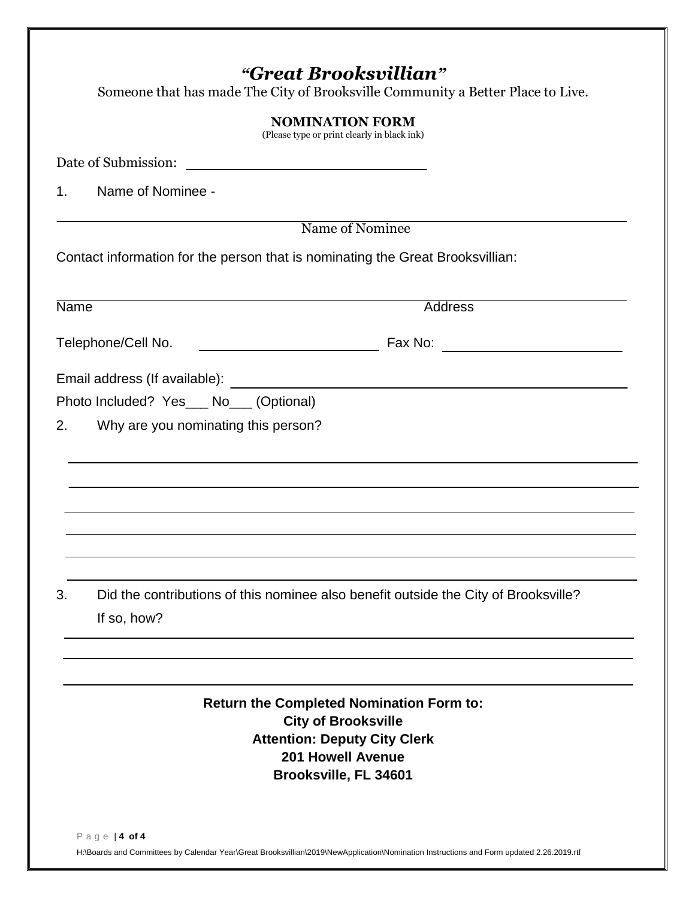# *"Great Brooksvillian"*

Someone that has made The City of Brooksville Community a Better Place to Live.

## NOMINATION FORM

(Please type or print clearly in black ink)

Date of Submission: ______________________________

1. Name of Nominee -

__________________________________________________________________________

Name of Nominee

Contact information for the person that is nominating the Great Brooksvillian:

__________________________________________________________________________

Name | Address

Telephone/Cell No. ________________________ Fax No: ________________________

Email address (If available): ______________________________________________

Photo Included? Yes___ No___ (Optional)

2. Why are you nominating this person?

__________________________________________________________________________

__________________________________________________________________________

__________________________________________________________________________

__________________________________________________________________________

__________________________________________________________________________

__________________________________________________________________________

3. Did the contributions of this nominee also benefit outside the City of Brooksville? If so, how?

__________________________________________________________________________

__________________________________________________________________________

__________________________________________________________________________

**Return the Completed Nomination Form to:**
**City of Brooksville**
**Attention: Deputy City Clerk**
**201 Howell Avenue**
**Brooksville, FL 34601**

H:\Boards and Committees by Calendar Year\Great Brooksvillian\2019\NewApplication\Nomination Instructions and Form updated 2.26.2019.rtf